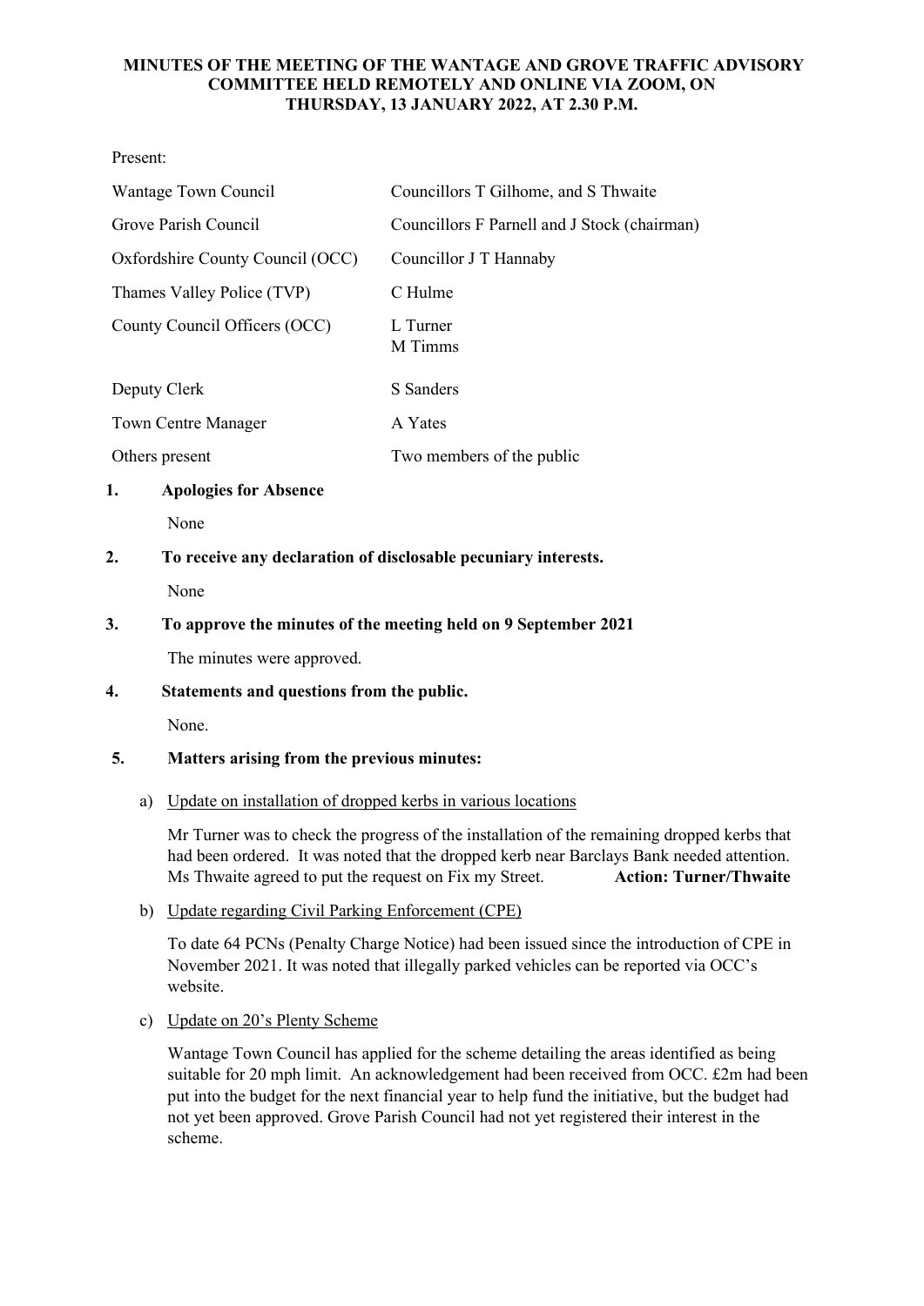# MINUTES OF THE MEETING OF THE WANTAGE AND GROVE TRAFFIC ADVISORY COMMITTEE HELD REMOTELY AND ONLINE VIA ZOOM, ON THURSDAY, 13 JANUARY 2022, AT 2.30 P.M.

Present:

| | |
|---|---|
| Wantage Town Council | Councillors T Gilhome, and S Thwaite |
| Grove Parish Council | Councillors F Parnell and J Stock (chairman) |
| Oxfordshire County Council (OCC) | Councillor J T Hannaby |
| Thames Valley Police (TVP) | C Hulme |
| County Council Officers (OCC) | L Turner<br>M Timms |
| Deputy Clerk | S Sanders |
| Town Centre Manager | A Yates |
| Others present | Two members of the public |

**1. Apologies for Absence**

None

**2. To receive any declaration of disclosable pecuniary interests.**

None

**3. To approve the minutes of the meeting held on 9 September 2021**

The minutes were approved.

**4. Statements and questions from the public.**

None.

**5. Matters arising from the previous minutes:**

a) Update on installation of dropped kerbs in various locations

Mr Turner was to check the progress of the installation of the remaining dropped kerbs that had been ordered. It was noted that the dropped kerb near Barclays Bank needed attention. Ms Thwaite agreed to put the request on Fix my Street. **Action: Turner/Thwaite**

b) Update regarding Civil Parking Enforcement (CPE)

To date 64 PCNs (Penalty Charge Notice) had been issued since the introduction of CPE in November 2021. It was noted that illegally parked vehicles can be reported via OCC's website.

c) Update on 20's Plenty Scheme

Wantage Town Council has applied for the scheme detailing the areas identified as being suitable for 20 mph limit. An acknowledgement had been received from OCC. £2m had been put into the budget for the next financial year to help fund the initiative, but the budget had not yet been approved. Grove Parish Council had not yet registered their interest in the scheme.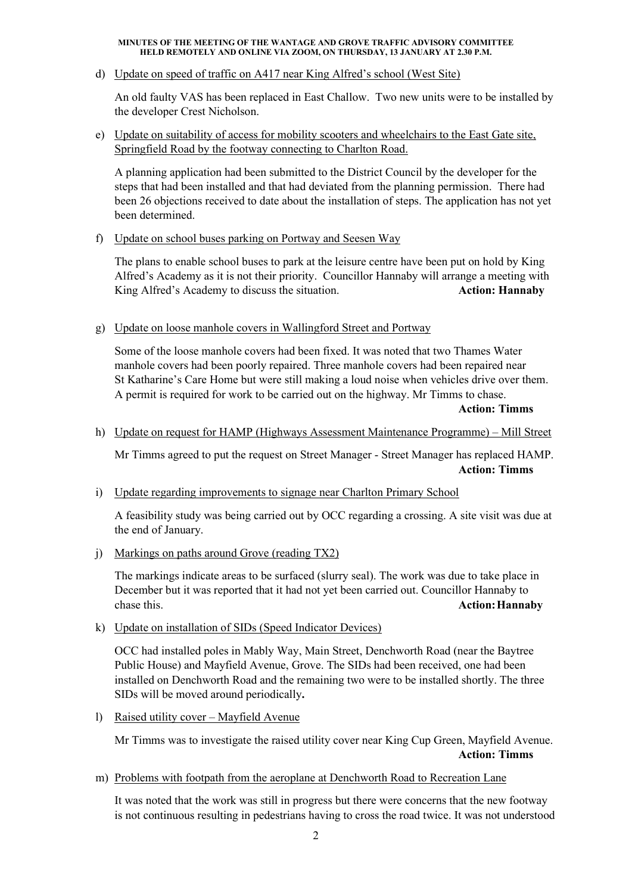d) Update on speed of traffic on A417 near King Alfred's school (West Site)

An old faulty VAS has been replaced in East Challow. Two new units were to be installed by the developer Crest Nicholson.

e) Update on suitability of access for mobility scooters and wheelchairs to the East Gate site, Springfield Road by the footway connecting to Charlton Road.

A planning application had been submitted to the District Council by the developer for the steps that had been installed and that had deviated from the planning permission. There had been 26 objections received to date about the installation of steps. The application has not yet been determined.

f) Update on school buses parking on Portway and Seesen Way

The plans to enable school buses to park at the leisure centre have been put on hold by King Alfred's Academy as it is not their priority. Councillor Hannaby will arrange a meeting with King Alfred's Academy to discuss the situation. **Action: Hannaby**

g) Update on loose manhole covers in Wallingford Street and Portway

Some of the loose manhole covers had been fixed. It was noted that two Thames Water manhole covers had been poorly repaired. Three manhole covers had been repaired near St Katharine's Care Home but were still making a loud noise when vehicles drive over them. A permit is required for work to be carried out on the highway. Mr Timms to chase.

**Action: Timms**

h) Update on request for HAMP (Highways Assessment Maintenance Programme) – Mill Street

Mr Timms agreed to put the request on Street Manager - Street Manager has replaced HAMP.

**Action: Timms**

i) Update regarding improvements to signage near Charlton Primary School

A feasibility study was being carried out by OCC regarding a crossing. A site visit was due at the end of January.

j) Markings on paths around Grove (reading TX2)

The markings indicate areas to be surfaced (slurry seal). The work was due to take place in December but it was reported that it had not yet been carried out. Councillor Hannaby to chase this. **Action: Hannaby**

k) Update on installation of SIDs (Speed Indicator Devices)

OCC had installed poles in Mably Way, Main Street, Denchworth Road (near the Baytree Public House) and Mayfield Avenue, Grove. The SIDs had been received, one had been installed on Denchworth Road and the remaining two were to be installed shortly. The three SIDs will be moved around periodically.

l) Raised utility cover – Mayfield Avenue

Mr Timms was to investigate the raised utility cover near King Cup Green, Mayfield Avenue.

**Action: Timms**

m) Problems with footpath from the aeroplane at Denchworth Road to Recreation Lane

It was noted that the work was still in progress but there were concerns that the new footway is not continuous resulting in pedestrians having to cross the road twice. It was not understood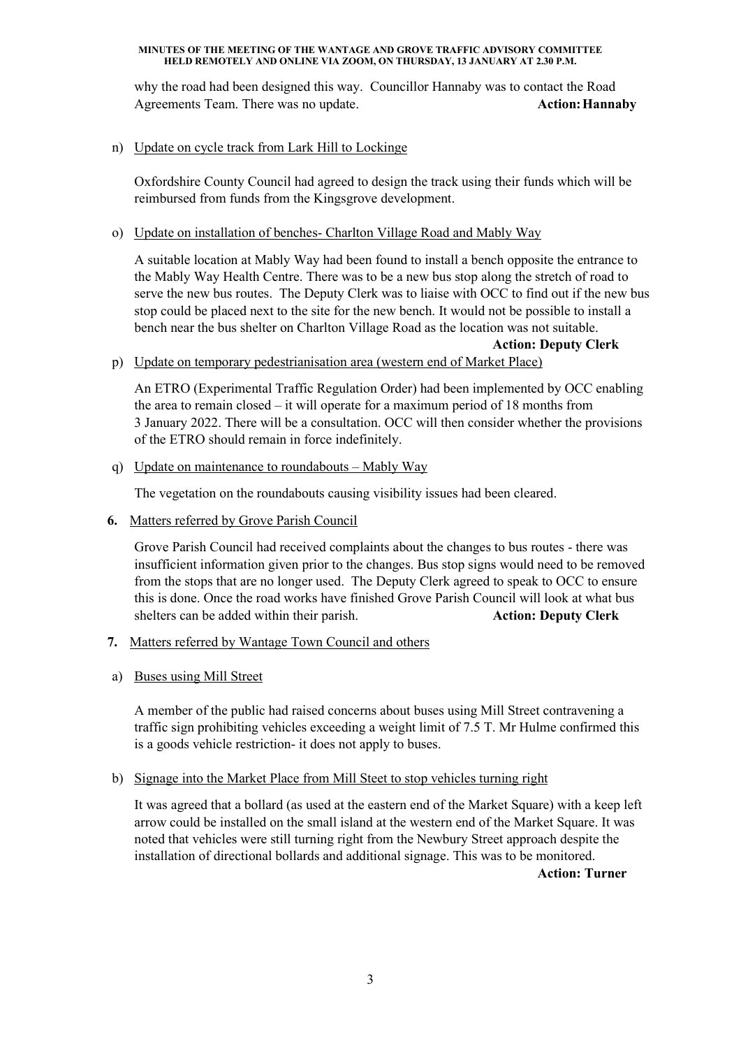why the road had been designed this way. Councillor Hannaby was to contact the Road Agreements Team. There was no update. **Action: Hannaby**

n) Update on cycle track from Lark Hill to Lockinge

Oxfordshire County Council had agreed to design the track using their funds which will be reimbursed from funds from the Kingsgrove development.

o) Update on installation of benches- Charlton Village Road and Mably Way

A suitable location at Mably Way had been found to install a bench opposite the entrance to the Mably Way Health Centre. There was to be a new bus stop along the stretch of road to serve the new bus routes. The Deputy Clerk was to liaise with OCC to find out if the new bus stop could be placed next to the site for the new bench. It would not be possible to install a bench near the bus shelter on Charlton Village Road as the location was not suitable.

**Action: Deputy Clerk**

p) Update on temporary pedestrianisation area (western end of Market Place)

An ETRO (Experimental Traffic Regulation Order) had been implemented by OCC enabling the area to remain closed – it will operate for a maximum period of 18 months from 3 January 2022. There will be a consultation. OCC will then consider whether the provisions of the ETRO should remain in force indefinitely.

q) Update on maintenance to roundabouts – Mably Way

The vegetation on the roundabouts causing visibility issues had been cleared.

**6.** Matters referred by Grove Parish Council

Grove Parish Council had received complaints about the changes to bus routes - there was insufficient information given prior to the changes. Bus stop signs would need to be removed from the stops that are no longer used. The Deputy Clerk agreed to speak to OCC to ensure this is done. Once the road works have finished Grove Parish Council will look at what bus shelters can be added within their parish. **Action: Deputy Clerk**

**7.** Matters referred by Wantage Town Council and others

a) Buses using Mill Street

A member of the public had raised concerns about buses using Mill Street contravening a traffic sign prohibiting vehicles exceeding a weight limit of 7.5 T. Mr Hulme confirmed this is a goods vehicle restriction- it does not apply to buses.

b) Signage into the Market Place from Mill Steet to stop vehicles turning right

It was agreed that a bollard (as used at the eastern end of the Market Square) with a keep left arrow could be installed on the small island at the western end of the Market Square. It was noted that vehicles were still turning right from the Newbury Street approach despite the installation of directional bollards and additional signage. This was to be monitored.

**Action: Turner**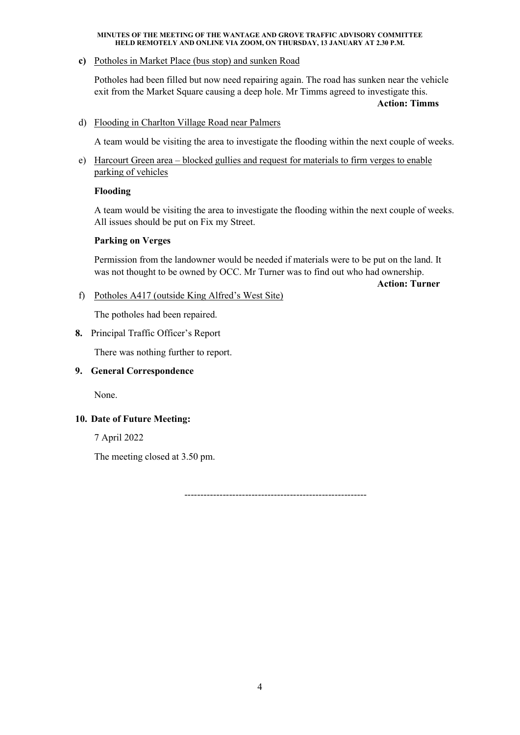**c)** Potholes in Market Place (bus stop) and sunken Road

Potholes had been filled but now need repairing again. The road has sunken near the vehicle exit from the Market Square causing a deep hole. Mr Timms agreed to investigate this.

**Action: Timms**

d) Flooding in Charlton Village Road near Palmers

A team would be visiting the area to investigate the flooding within the next couple of weeks.

e) Harcourt Green area – blocked gullies and request for materials to firm verges to enable parking of vehicles

**Flooding**

A team would be visiting the area to investigate the flooding within the next couple of weeks. All issues should be put on Fix my Street.

**Parking on Verges**

Permission from the landowner would be needed if materials were to be put on the land. It was not thought to be owned by OCC. Mr Turner was to find out who had ownership.

**Action: Turner**

f) Potholes A417 (outside King Alfred's West Site)

The potholes had been repaired.

**8.** Principal Traffic Officer's Report

There was nothing further to report.

**9. General Correspondence**

None.

**10. Date of Future Meeting:**

7 April 2022

The meeting closed at 3.50 pm.

---------------------------------------------------------